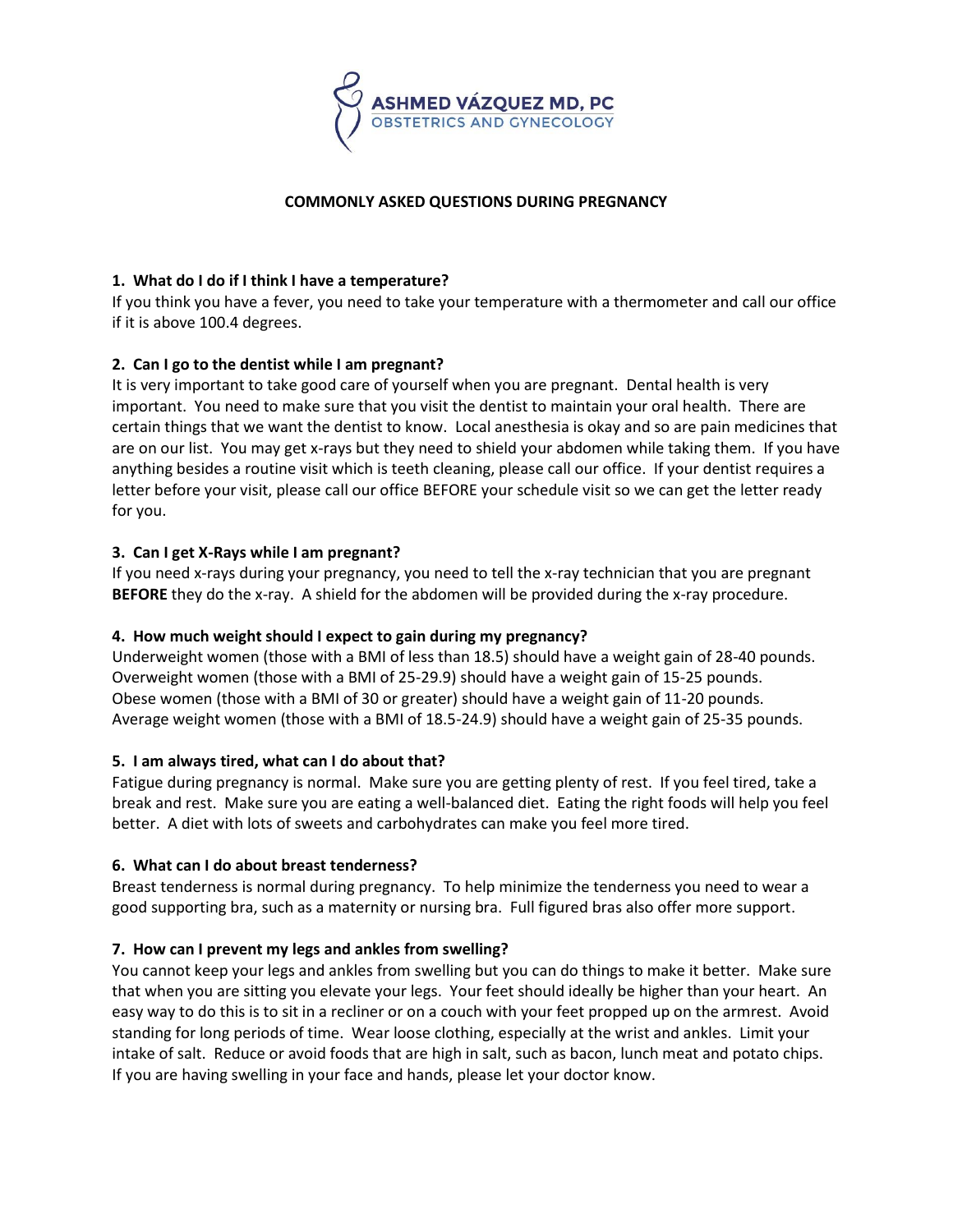**ASHMED VÁZQUEZ MD, PC**
OBSTETRICS AND GYNECOLOGY

# COMMONLY ASKED QUESTIONS DURING PREGNANCY

**1. What do I do if I think I have a temperature?**

If you think you have a fever, you need to take your temperature with a thermometer and call our office if it is above 100.4 degrees.

**2. Can I go to the dentist while I am pregnant?**

It is very important to take good care of yourself when you are pregnant. Dental health is very important. You need to make sure that you visit the dentist to maintain your oral health. There are certain things that we want the dentist to know. Local anesthesia is okay and so are pain medicines that are on our list. You may get x-rays but they need to shield your abdomen while taking them. If you have anything besides a routine visit which is teeth cleaning, please call our office. If your dentist requires a letter before your visit, please call our office BEFORE your schedule visit so we can get the letter ready for you.

**3. Can I get X-Rays while I am pregnant?**

If you need x-rays during your pregnancy, you need to tell the x-ray technician that you are pregnant **BEFORE** they do the x-ray. A shield for the abdomen will be provided during the x-ray procedure.

**4. How much weight should I expect to gain during my pregnancy?**

Underweight women (those with a BMI of less than 18.5) should have a weight gain of 28-40 pounds.
Overweight women (those with a BMI of 25-29.9) should have a weight gain of 15-25 pounds.
Obese women (those with a BMI of 30 or greater) should have a weight gain of 11-20 pounds.
Average weight women (those with a BMI of 18.5-24.9) should have a weight gain of 25-35 pounds.

**5. I am always tired, what can I do about that?**

Fatigue during pregnancy is normal. Make sure you are getting plenty of rest. If you feel tired, take a break and rest. Make sure you are eating a well-balanced diet. Eating the right foods will help you feel better. A diet with lots of sweets and carbohydrates can make you feel more tired.

**6. What can I do about breast tenderness?**

Breast tenderness is normal during pregnancy. To help minimize the tenderness you need to wear a good supporting bra, such as a maternity or nursing bra. Full figured bras also offer more support.

**7. How can I prevent my legs and ankles from swelling?**

You cannot keep your legs and ankles from swelling but you can do things to make it better. Make sure that when you are sitting you elevate your legs. Your feet should ideally be higher than your heart. An easy way to do this is to sit in a recliner or on a couch with your feet propped up on the armrest. Avoid standing for long periods of time. Wear loose clothing, especially at the wrist and ankles. Limit your intake of salt. Reduce or avoid foods that are high in salt, such as bacon, lunch meat and potato chips. If you are having swelling in your face and hands, please let your doctor know.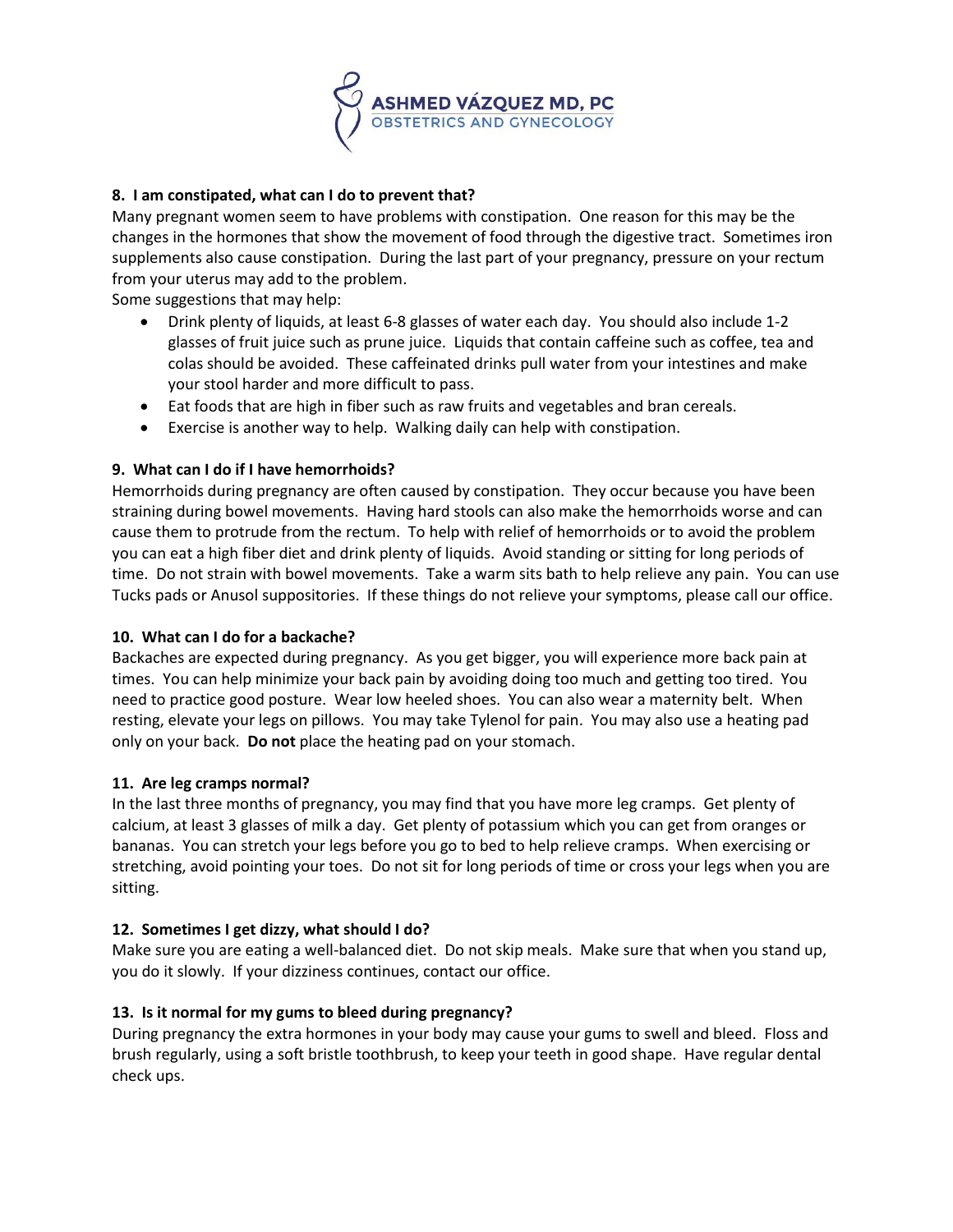ASHMED VÁZQUEZ MD, PC
OBSTETRICS AND GYNECOLOGY

**8. I am constipated, what can I do to prevent that?**

Many pregnant women seem to have problems with constipation. One reason for this may be the changes in the hormones that show the movement of food through the digestive tract. Sometimes iron supplements also cause constipation. During the last part of your pregnancy, pressure on your rectum from your uterus may add to the problem.

Some suggestions that may help:

- Drink plenty of liquids, at least 6-8 glasses of water each day. You should also include 1-2 glasses of fruit juice such as prune juice. Liquids that contain caffeine such as coffee, tea and colas should be avoided. These caffeinated drinks pull water from your intestines and make your stool harder and more difficult to pass.
- Eat foods that are high in fiber such as raw fruits and vegetables and bran cereals.
- Exercise is another way to help. Walking daily can help with constipation.

**9. What can I do if I have hemorrhoids?**

Hemorrhoids during pregnancy are often caused by constipation. They occur because you have been straining during bowel movements. Having hard stools can also make the hemorrhoids worse and can cause them to protrude from the rectum. To help with relief of hemorrhoids or to avoid the problem you can eat a high fiber diet and drink plenty of liquids. Avoid standing or sitting for long periods of time. Do not strain with bowel movements. Take a warm sits bath to help relieve any pain. You can use Tucks pads or Anusol suppositories. If these things do not relieve your symptoms, please call our office.

**10. What can I do for a backache?**

Backaches are expected during pregnancy. As you get bigger, you will experience more back pain at times. You can help minimize your back pain by avoiding doing too much and getting too tired. You need to practice good posture. Wear low heeled shoes. You can also wear a maternity belt. When resting, elevate your legs on pillows. You may take Tylenol for pain. You may also use a heating pad only on your back. **Do not** place the heating pad on your stomach.

**11. Are leg cramps normal?**

In the last three months of pregnancy, you may find that you have more leg cramps. Get plenty of calcium, at least 3 glasses of milk a day. Get plenty of potassium which you can get from oranges or bananas. You can stretch your legs before you go to bed to help relieve cramps. When exercising or stretching, avoid pointing your toes. Do not sit for long periods of time or cross your legs when you are sitting.

**12. Sometimes I get dizzy, what should I do?**

Make sure you are eating a well-balanced diet. Do not skip meals. Make sure that when you stand up, you do it slowly. If your dizziness continues, contact our office.

**13. Is it normal for my gums to bleed during pregnancy?**

During pregnancy the extra hormones in your body may cause your gums to swell and bleed. Floss and brush regularly, using a soft bristle toothbrush, to keep your teeth in good shape. Have regular dental check ups.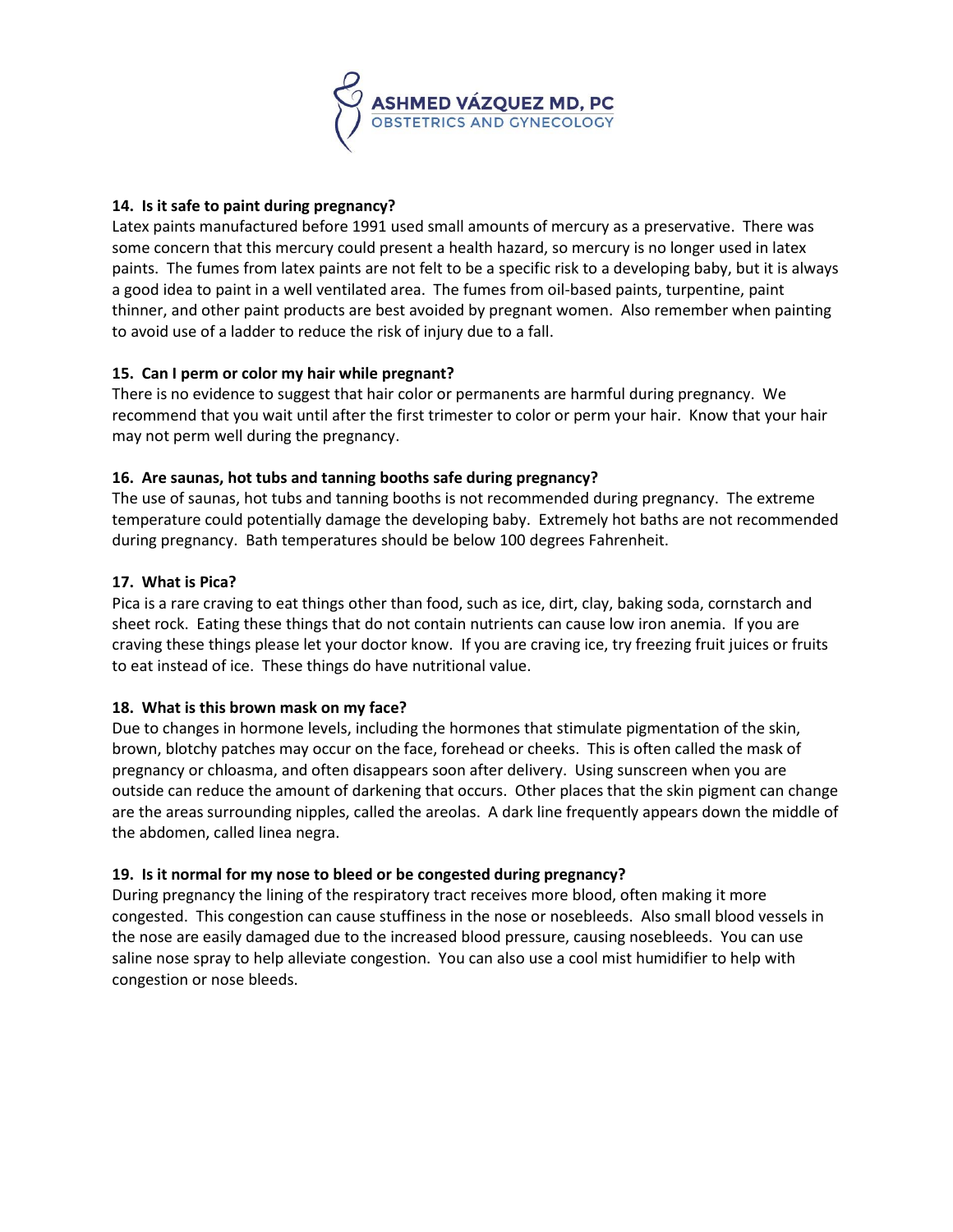ASHMED VÁZQUEZ MD, PC
OBSTETRICS AND GYNECOLOGY

**14. Is it safe to paint during pregnancy?**

Latex paints manufactured before 1991 used small amounts of mercury as a preservative. There was some concern that this mercury could present a health hazard, so mercury is no longer used in latex paints. The fumes from latex paints are not felt to be a specific risk to a developing baby, but it is always a good idea to paint in a well ventilated area. The fumes from oil-based paints, turpentine, paint thinner, and other paint products are best avoided by pregnant women. Also remember when painting to avoid use of a ladder to reduce the risk of injury due to a fall.

**15. Can I perm or color my hair while pregnant?**

There is no evidence to suggest that hair color or permanents are harmful during pregnancy. We recommend that you wait until after the first trimester to color or perm your hair. Know that your hair may not perm well during the pregnancy.

**16. Are saunas, hot tubs and tanning booths safe during pregnancy?**

The use of saunas, hot tubs and tanning booths is not recommended during pregnancy. The extreme temperature could potentially damage the developing baby. Extremely hot baths are not recommended during pregnancy. Bath temperatures should be below 100 degrees Fahrenheit.

**17. What is Pica?**

Pica is a rare craving to eat things other than food, such as ice, dirt, clay, baking soda, cornstarch and sheet rock. Eating these things that do not contain nutrients can cause low iron anemia. If you are craving these things please let your doctor know. If you are craving ice, try freezing fruit juices or fruits to eat instead of ice. These things do have nutritional value.

**18. What is this brown mask on my face?**

Due to changes in hormone levels, including the hormones that stimulate pigmentation of the skin, brown, blotchy patches may occur on the face, forehead or cheeks. This is often called the mask of pregnancy or chloasma, and often disappears soon after delivery. Using sunscreen when you are outside can reduce the amount of darkening that occurs. Other places that the skin pigment can change are the areas surrounding nipples, called the areolas. A dark line frequently appears down the middle of the abdomen, called linea negra.

**19. Is it normal for my nose to bleed or be congested during pregnancy?**

During pregnancy the lining of the respiratory tract receives more blood, often making it more congested. This congestion can cause stuffiness in the nose or nosebleeds. Also small blood vessels in the nose are easily damaged due to the increased blood pressure, causing nosebleeds. You can use saline nose spray to help alleviate congestion. You can also use a cool mist humidifier to help with congestion or nose bleeds.